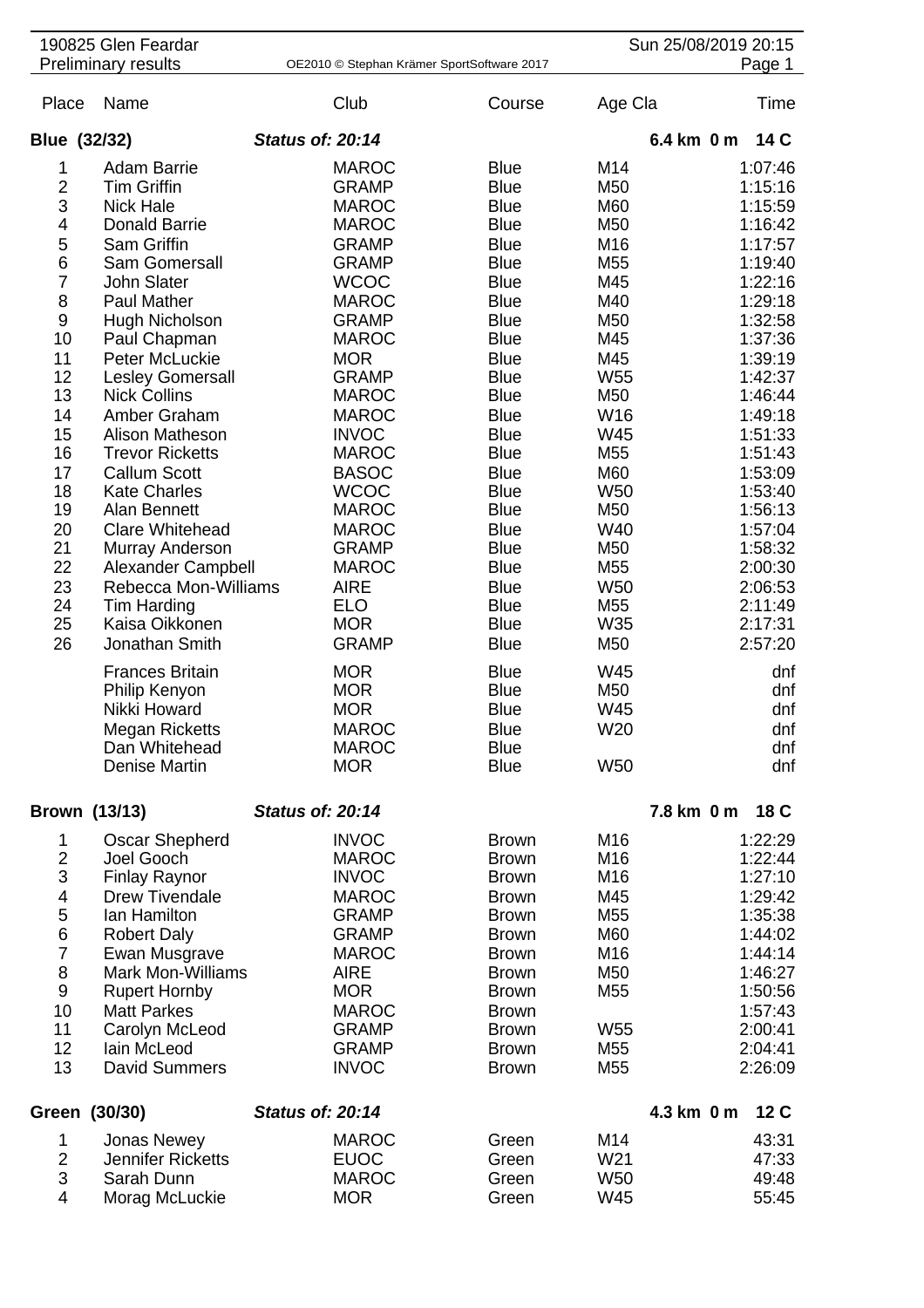190825 Glen Feardar
Preliminary results

Sun 25/08/2019 20:15

| Place | Name | Club | Course | Age Cla | Time |
|---|---|---|---|---|---|
| **Blue (32/32)** | ***Status of: 20:14*** | | | **6.4 km 0 m** | **14 C** |
| 1 | Adam Barrie | MAROC | Blue | M14 | 1:07:46 |
| 2 | Tim Griffin | GRAMP | Blue | M50 | 1:15:16 |
| 3 | Nick Hale | MAROC | Blue | M60 | 1:15:59 |
| 4 | Donald Barrie | MAROC | Blue | M50 | 1:16:42 |
| 5 | Sam Griffin | GRAMP | Blue | M16 | 1:17:57 |
| 6 | Sam Gomersall | GRAMP | Blue | M55 | 1:19:40 |
| 7 | John Slater | WCOC | Blue | M45 | 1:22:16 |
| 8 | Paul Mather | MAROC | Blue | M40 | 1:29:18 |
| 9 | Hugh Nicholson | GRAMP | Blue | M50 | 1:32:58 |
| 10 | Paul Chapman | MAROC | Blue | M45 | 1:37:36 |
| 11 | Peter McLuckie | MOR | Blue | M45 | 1:39:19 |
| 12 | Lesley Gomersall | GRAMP | Blue | W55 | 1:42:37 |
| 13 | Nick Collins | MAROC | Blue | M50 | 1:46:44 |
| 14 | Amber Graham | MAROC | Blue | W16 | 1:49:18 |
| 15 | Alison Matheson | INVOC | Blue | W45 | 1:51:33 |
| 16 | Trevor Ricketts | MAROC | Blue | M55 | 1:51:43 |
| 17 | Callum Scott | BASOC | Blue | M60 | 1:53:09 |
| 18 | Kate Charles | WCOC | Blue | W50 | 1:53:40 |
| 19 | Alan Bennett | MAROC | Blue | M50 | 1:56:13 |
| 20 | Clare Whitehead | MAROC | Blue | W40 | 1:57:04 |
| 21 | Murray Anderson | GRAMP | Blue | M50 | 1:58:32 |
| 22 | Alexander Campbell | MAROC | Blue | M55 | 2:00:30 |
| 23 | Rebecca Mon-Williams | AIRE | Blue | W50 | 2:06:53 |
| 24 | Tim Harding | ELO | Blue | M55 | 2:11:49 |
| 25 | Kaisa Oikkonen | MOR | Blue | W35 | 2:17:31 |
| 26 | Jonathan Smith | GRAMP | Blue | M50 | 2:57:20 |
| | Frances Britain | MOR | Blue | W45 | dnf |
| | Philip Kenyon | MOR | Blue | M50 | dnf |
| | Nikki Howard | MOR | Blue | W45 | dnf |
| | Megan Ricketts | MAROC | Blue | W20 | dnf |
| | Dan Whitehead | MAROC | Blue | | dnf |
| | Denise Martin | MOR | Blue | W50 | dnf |
| **Brown (13/13)** | ***Status of: 20:14*** | | | **7.8 km 0 m** | **18 C** |
| 1 | Oscar Shepherd | INVOC | Brown | M16 | 1:22:29 |
| 2 | Joel Gooch | MAROC | Brown | M16 | 1:22:44 |
| 3 | Finlay Raynor | INVOC | Brown | M16 | 1:27:10 |
| 4 | Drew Tivendale | MAROC | Brown | M45 | 1:29:42 |
| 5 | Ian Hamilton | GRAMP | Brown | M55 | 1:35:38 |
| 6 | Robert Daly | GRAMP | Brown | M60 | 1:44:02 |
| 7 | Ewan Musgrave | MAROC | Brown | M16 | 1:44:14 |
| 8 | Mark Mon-Williams | AIRE | Brown | M50 | 1:46:27 |
| 9 | Rupert Hornby | MOR | Brown | M55 | 1:50:56 |
| 10 | Matt Parkes | MAROC | Brown | | 1:57:43 |
| 11 | Carolyn McLeod | GRAMP | Brown | W55 | 2:00:41 |
| 12 | Iain McLeod | GRAMP | Brown | M55 | 2:04:41 |
| 13 | David Summers | INVOC | Brown | M55 | 2:26:09 |
| **Green (30/30)** | ***Status of: 20:14*** | | | **4.3 km 0 m** | **12 C** |
| 1 | Jonas Newey | MAROC | Green | M14 | 43:31 |
| 2 | Jennifer Ricketts | EUOC | Green | W21 | 47:33 |
| 3 | Sarah Dunn | MAROC | Green | W50 | 49:48 |
| 4 | Morag McLuckie | MOR | Green | W45 | 55:45 |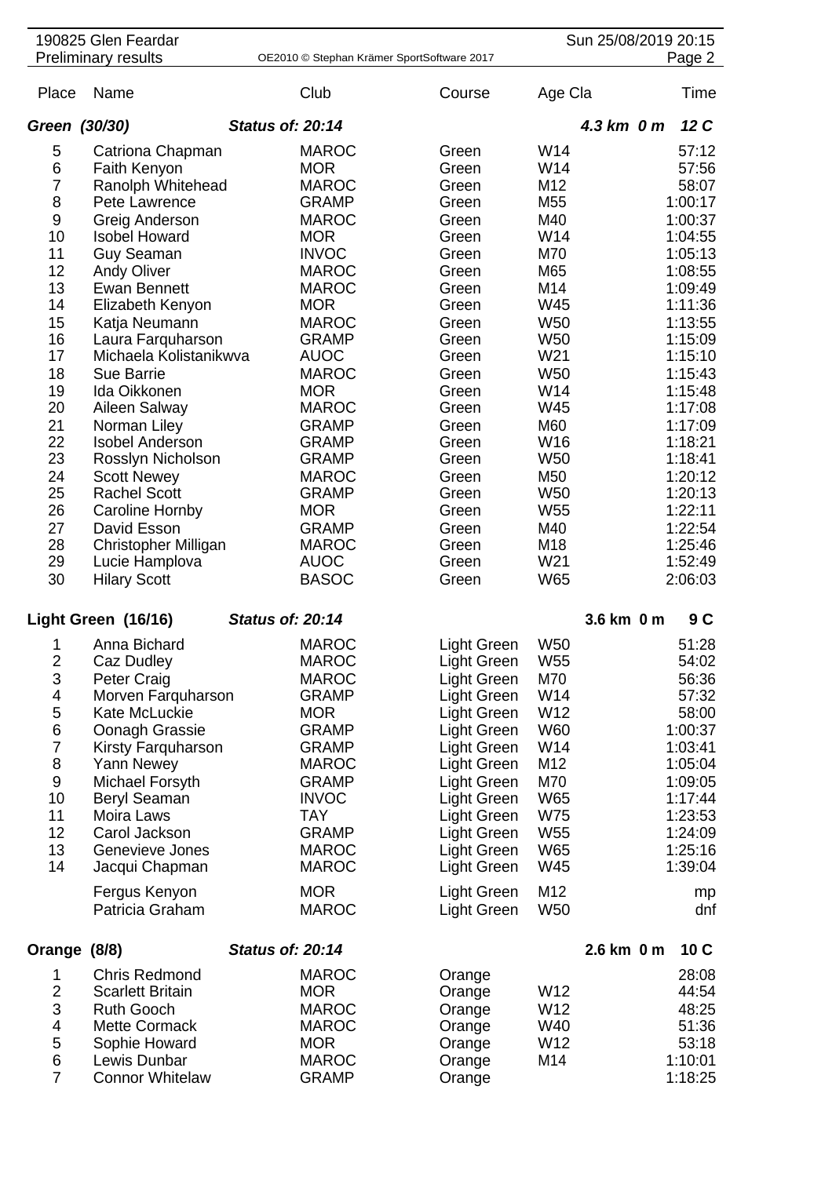190825 Glen Feardar
Preliminary results

| Place | Name | Club | Course | Age Cla | Time |
|---|---|---|---|---|---|
| **Green (30/30)** | ***Status of: 20:14*** | | | ***4.3 km 0 m*** | ***12 C*** |
| 5 | Catriona Chapman | MAROC | Green | W14 | 57:12 |
| 6 | Faith Kenyon | MOR | Green | W14 | 57:56 |
| 7 | Ranolph Whitehead | MAROC | Green | M12 | 58:07 |
| 8 | Pete Lawrence | GRAMP | Green | M55 | 1:00:17 |
| 9 | Greig Anderson | MAROC | Green | M40 | 1:00:37 |
| 10 | Isobel Howard | MOR | Green | W14 | 1:04:55 |
| 11 | Guy Seaman | INVOC | Green | M70 | 1:05:13 |
| 12 | Andy Oliver | MAROC | Green | M65 | 1:08:55 |
| 13 | Ewan Bennett | MAROC | Green | M14 | 1:09:49 |
| 14 | Elizabeth Kenyon | MOR | Green | W45 | 1:11:36 |
| 15 | Katja Neumann | MAROC | Green | W50 | 1:13:55 |
| 16 | Laura Farquharson | GRAMP | Green | W50 | 1:15:09 |
| 17 | Michaela Kolistanikwva | AUOC | Green | W21 | 1:15:10 |
| 18 | Sue Barrie | MAROC | Green | W50 | 1:15:43 |
| 19 | Ida Oikkonen | MOR | Green | W14 | 1:15:48 |
| 20 | Aileen Salway | MAROC | Green | W45 | 1:17:08 |
| 21 | Norman Liley | GRAMP | Green | M60 | 1:17:09 |
| 22 | Isobel Anderson | GRAMP | Green | W16 | 1:18:21 |
| 23 | Rosslyn Nicholson | GRAMP | Green | W50 | 1:18:41 |
| 24 | Scott Newey | MAROC | Green | M50 | 1:20:12 |
| 25 | Rachel Scott | GRAMP | Green | W50 | 1:20:13 |
| 26 | Caroline Hornby | MOR | Green | W55 | 1:22:11 |
| 27 | David Esson | GRAMP | Green | M40 | 1:22:54 |
| 28 | Christopher Milligan | MAROC | Green | M18 | 1:25:46 |
| 29 | Lucie Hamplova | AUOC | Green | W21 | 1:52:49 |
| 30 | Hilary Scott | BASOC | Green | W65 | 2:06:03 |
| **Light Green (16/16)** | ***Status of: 20:14*** | | | **3.6 km 0 m** | **9 C** |
| 1 | Anna Bichard | MAROC | Light Green | W50 | 51:28 |
| 2 | Caz Dudley | MAROC | Light Green | W55 | 54:02 |
| 3 | Peter Craig | MAROC | Light Green | M70 | 56:36 |
| 4 | Morven Farquharson | GRAMP | Light Green | W14 | 57:32 |
| 5 | Kate McLuckie | MOR | Light Green | W12 | 58:00 |
| 6 | Oonagh Grassie | GRAMP | Light Green | W60 | 1:00:37 |
| 7 | Kirsty Farquharson | GRAMP | Light Green | W14 | 1:03:41 |
| 8 | Yann Newey | MAROC | Light Green | M12 | 1:05:04 |
| 9 | Michael Forsyth | GRAMP | Light Green | M70 | 1:09:05 |
| 10 | Beryl Seaman | INVOC | Light Green | W65 | 1:17:44 |
| 11 | Moira Laws | TAY | Light Green | W75 | 1:23:53 |
| 12 | Carol Jackson | GRAMP | Light Green | W55 | 1:24:09 |
| 13 | Genevieve Jones | MAROC | Light Green | W65 | 1:25:16 |
| 14 | Jacqui Chapman | MAROC | Light Green | W45 | 1:39:04 |
| | Fergus Kenyon | MOR | Light Green | M12 | mp |
| | Patricia Graham | MAROC | Light Green | W50 | dnf |
| **Orange (8/8)** | ***Status of: 20:14*** | | | **2.6 km 0 m** | **10 C** |
| 1 | Chris Redmond | MAROC | Orange | | 28:08 |
| 2 | Scarlett Britain | MOR | Orange | W12 | 44:54 |
| 3 | Ruth Gooch | MAROC | Orange | W12 | 48:25 |
| 4 | Mette Cormack | MAROC | Orange | W40 | 51:36 |
| 5 | Sophie Howard | MOR | Orange | W12 | 53:18 |
| 6 | Lewis Dunbar | MAROC | Orange | M14 | 1:10:01 |
| 7 | Connor Whitelaw | GRAMP | Orange | | 1:18:25 |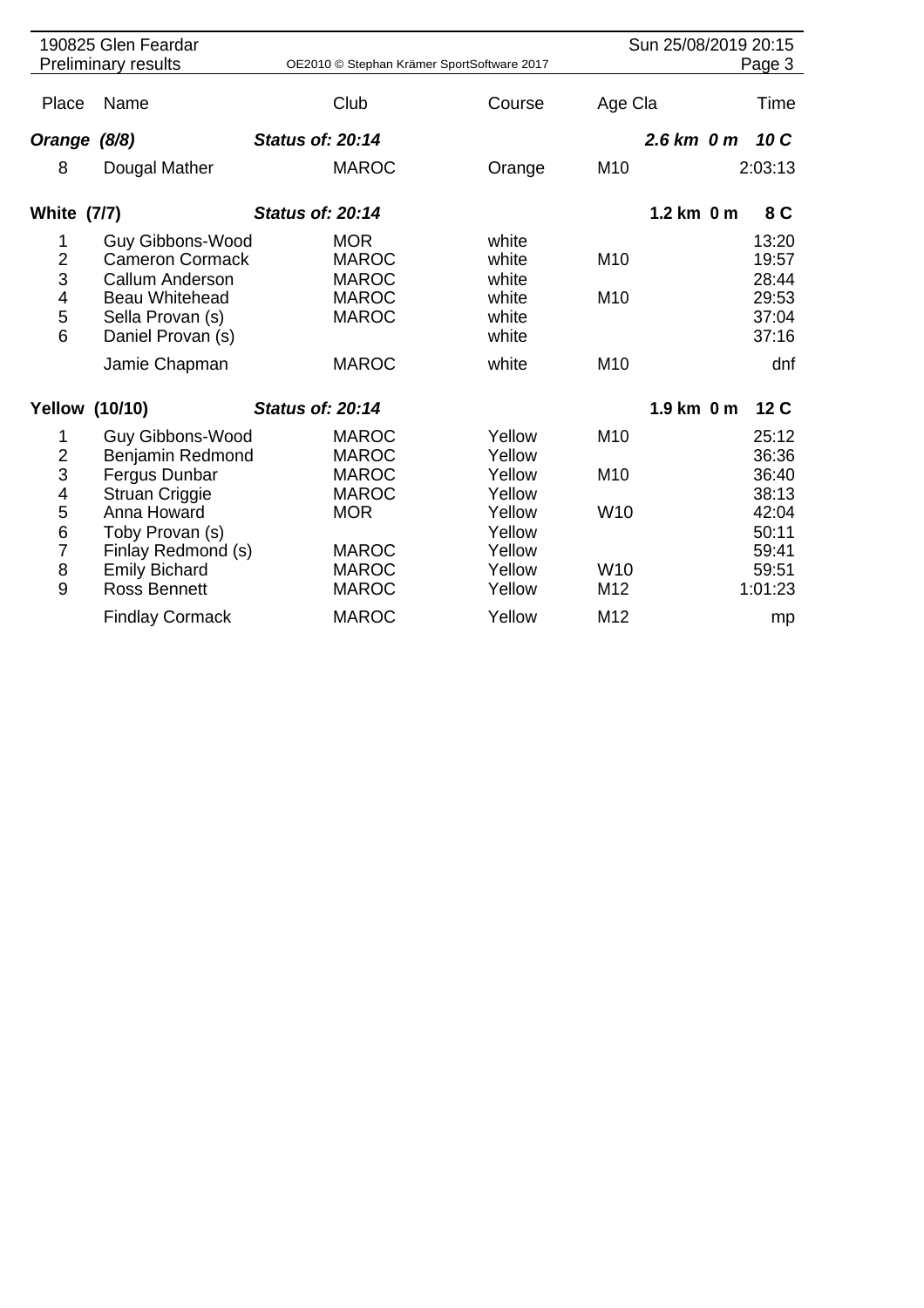| Place | Name | Club | Course | Age Cla | Time |
|---|---|---|---|---|---|
| ***Orange (8/8)*** | | ***Status of: 20:14*** | | ***2.6 km 0 m*** | ***10 C*** |
| 8 | Dougal Mather | MAROC | Orange | M10 | 2:03:13 |
| **White (7/7)** | | ***Status of: 20:14*** | | **1.2 km 0 m** | **8 C** |
| 1 | Guy Gibbons-Wood | MOR | white | | 13:20 |
| 2 | Cameron Cormack | MAROC | white | M10 | 19:57 |
| 3 | Callum Anderson | MAROC | white | | 28:44 |
| 4 | Beau Whitehead | MAROC | white | M10 | 29:53 |
| 5 | Sella Provan (s) | MAROC | white | | 37:04 |
| 6 | Daniel Provan (s) | | white | | 37:16 |
| | Jamie Chapman | MAROC | white | M10 | dnf |
| **Yellow (10/10)** | | ***Status of: 20:14*** | | **1.9 km 0 m** | **12 C** |
| 1 | Guy Gibbons-Wood | MAROC | Yellow | M10 | 25:12 |
| 2 | Benjamin Redmond | MAROC | Yellow | | 36:36 |
| 3 | Fergus Dunbar | MAROC | Yellow | M10 | 36:40 |
| 4 | Struan Criggie | MAROC | Yellow | | 38:13 |
| 5 | Anna Howard | MOR | Yellow | W10 | 42:04 |
| 6 | Toby Provan (s) | | Yellow | | 50:11 |
| 7 | Finlay Redmond (s) | MAROC | Yellow | | 59:41 |
| 8 | Emily Bichard | MAROC | Yellow | W10 | 59:51 |
| 9 | Ross Bennett | MAROC | Yellow | M12 | 1:01:23 |
| | Findlay Cormack | MAROC | Yellow | M12 | mp |